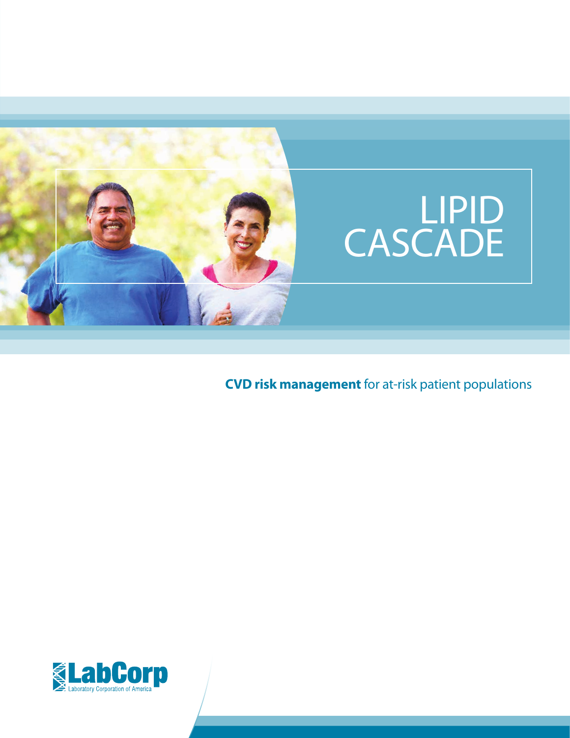# LIPID CASCADE

**CVD risk management** for at-risk patient populations

LabCorp
Laboratory Corporation of America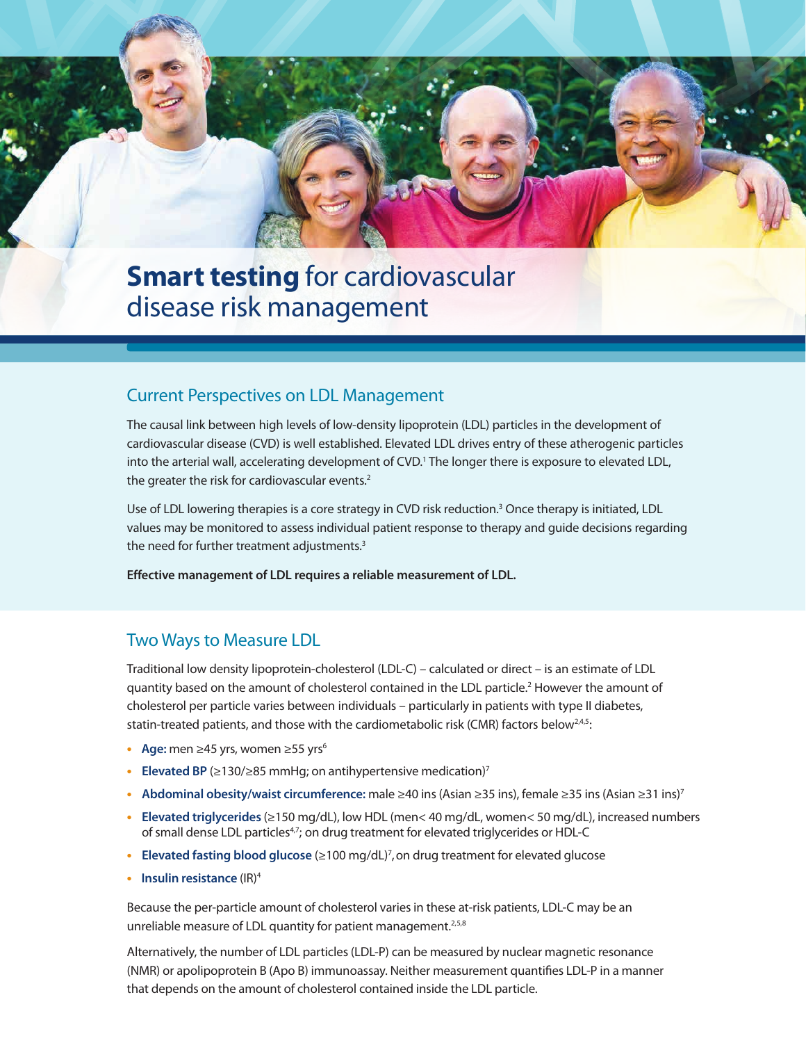# **Smart testing** for cardiovascular disease risk management

## Current Perspectives on LDL Management

The causal link between high levels of low-density lipoprotein (LDL) particles in the development of cardiovascular disease (CVD) is well established. Elevated LDL drives entry of these atherogenic particles into the arterial wall, accelerating development of CVD.[1] The longer there is exposure to elevated LDL, the greater the risk for cardiovascular events.[2]

Use of LDL lowering therapies is a core strategy in CVD risk reduction.[3] Once therapy is initiated, LDL values may be monitored to assess individual patient response to therapy and guide decisions regarding the need for further treatment adjustments.[3]

**Effective management of LDL requires a reliable measurement of LDL.**

## Two Ways to Measure LDL

Traditional low density lipoprotein-cholesterol (LDL-C) – calculated or direct – is an estimate of LDL quantity based on the amount of cholesterol contained in the LDL particle.[2] However the amount of cholesterol per particle varies between individuals – particularly in patients with type II diabetes, statin-treated patients, and those with the cardiometabolic risk (CMR) factors below[2,4,5]:

- **Age:** men ≥45 yrs, women ≥55 yrs[6]
- **Elevated BP** (≥130/≥85 mmHg; on antihypertensive medication)[7]
- **Abdominal obesity/waist circumference:** male ≥40 ins (Asian ≥35 ins), female ≥35 ins (Asian ≥31 ins)[7]
- **Elevated triglycerides** (≥150 mg/dL), low HDL (men< 40 mg/dL, women< 50 mg/dL), increased numbers of small dense LDL particles[4,7]; on drug treatment for elevated triglycerides or HDL-C
- **Elevated fasting blood glucose** (≥100 mg/dL)[7], on drug treatment for elevated glucose
- **Insulin resistance** (IR)[4]

Because the per-particle amount of cholesterol varies in these at-risk patients, LDL-C may be an unreliable measure of LDL quantity for patient management.[2,5,8]

Alternatively, the number of LDL particles (LDL-P) can be measured by nuclear magnetic resonance (NMR) or apolipoprotein B (Apo B) immunoassay. Neither measurement quantifies LDL-P in a manner that depends on the amount of cholesterol contained inside the LDL particle.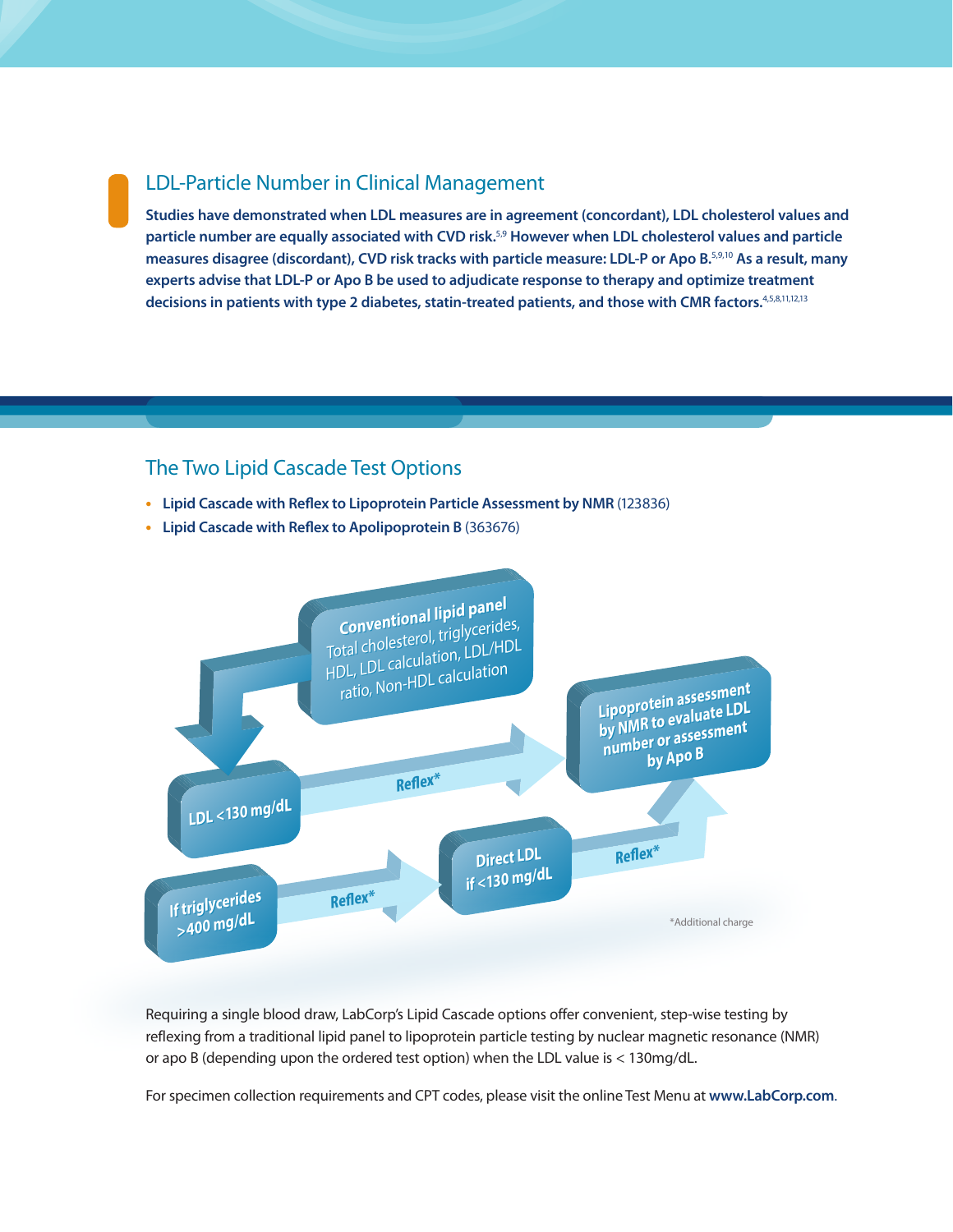## LDL-Particle Number in Clinical Management

**Studies have demonstrated when LDL measures are in agreement (concordant), LDL cholesterol values and particle number are equally associated with CVD risk.[5,9] However when LDL cholesterol values and particle measures disagree (discordant), CVD risk tracks with particle measure: LDL-P or Apo B.[5,9,10] As a result, many experts advise that LDL-P or Apo B be used to adjudicate response to therapy and optimize treatment decisions in patients with type 2 diabetes, statin-treated patients, and those with CMR factors.[4,5,8,11,12,13]**

## The Two Lipid Cascade Test Options

- **Lipid Cascade with Reflex to Lipoprotein Particle Assessment by NMR** (123836)
- **Lipid Cascade with Reflex to Apolipoprotein B** (363676)

**Conventional lipid panel**
Total cholesterol, triglycerides, HDL, LDL calculation, LDL/HDL ratio, Non-HDL calculation

**LDL <130 mg/dL** → Reflex* → **Lipoprotein assessment by NMR to evaluate LDL number or assessment by Apo B**

**If triglycerides >400 mg/dL** → Reflex* → **Direct LDL if <130 mg/dL** → Reflex* → **Lipoprotein assessment by NMR to evaluate LDL number or assessment by Apo B**

*Additional charge

Requiring a single blood draw, LabCorp's Lipid Cascade options offer convenient, step-wise testing by reflexing from a traditional lipid panel to lipoprotein particle testing by nuclear magnetic resonance (NMR) or apo B (depending upon the ordered test option) when the LDL value is < 130mg/dL.

For specimen collection requirements and CPT codes, please visit the online Test Menu at **www.LabCorp.com**.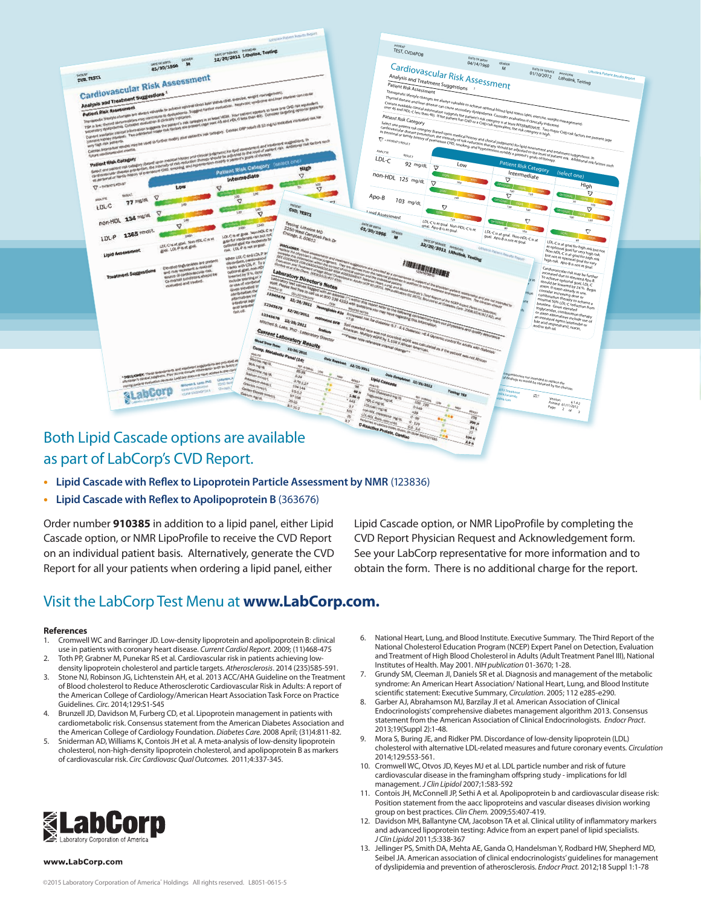## Both Lipid Cascade options are available as part of LabCorp's CVD Report.

- **Lipid Cascade with Reflex to Lipoprotein Particle Assessment by NMR** (123836)
- **Lipid Cascade with Reflex to Apolipoprotein B** (363676)

Order number **910385** in addition to a lipid panel, either Lipid Cascade option, or NMR LipoProfile to receive the CVD Report on an individual patient basis. Alternatively, generate the CVD Report for all your patients when ordering a lipid panel, either Lipid Cascade option, or NMR LipoProfile by completing the CVD Report Physician Request and Acknowledgement form. See your LabCorp representative for more information and to obtain the form. There is no additional charge for the report.

## Visit the LabCorp Test Menu at **www.LabCorp.com.**

### References

1. Cromwell WC and Barringer JD. Low-density lipoprotein and apolipoprotein B: clinical use in patients with coronary heart disease. *Current Cardiol Report.* 2009; (11)468-475
2. Toth PP, Grabner M, Punekar RS et al. Cardiovascular risk in patients achieving low-density lipoprotein cholesterol and particle targets. *Atherosclerosis*. 2014 (235)585-591.
3. Stone NJ, Robinson JG, Lichtenstein AH, et al. 2013 ACC/AHA Guideline on the Treatment of Blood cholesterol to Reduce Atherosclerotic Cardiovascular Risk in Adults: A report of the American College of Cardiology/American Heart Association Task Force on Practice Guidelines. *Circ.* 2014;129:S1-S45
4. Brunzell JD, Davidson M, Furberg CD, et al. Lipoprotein management in patients with cardiometabolic risk. Consensus statement from the American Diabetes Association and the American College of Cardiology Foundation. *Diabetes Care.* 2008 April; (31)4:811-82.
5. Sniderman AD, Williams K, Contois JH et al. A meta-analysis of low-density lipoprotein cholesterol, non-high-density lipoprotein cholesterol, and apolipoprotein B as markers of cardiovascular risk. *Circ Cardiovasc Qual Outcomes.* 2011;4:337-345.
6. National Heart, Lung, and Blood Institute. Executive Summary. The Third Report of the National Cholesterol Education Program (NCEP) Expert Panel on Detection, Evaluation and Treatment of High Blood Cholesterol in Adults (Adult Treatment Panel III), National Institutes of Health. May 2001. *NIH publication* 01-3670; 1-28.
7. Grundy SM, Cleeman JI, Daniels SR et al. Diagnosis and management of the metabolic syndrome: An American Heart Association/ National Heart, Lung, and Blood Institute scientific statement: Executive Summary, *Circulation*. 2005; 112 e285-e290.
8. Garber AJ, Abrahamson MJ, Barzilay JI et al. American Association of Clinical Endocrinologists' comprehensive diabetes management algorithm 2013. Consensus statement from the American Association of Clinical Endocrinologists. *Endocr Pract*. 2013;19(Suppl 2):1-48.
9. Mora S, Buring JE, and Ridker PM. Discordance of low-density lipoprotein (LDL) cholesterol with alternative LDL-related measures and future coronary events. *Circulation* 2014;129:553-561.
10. Cromwell WC, Otvos JD, Keyes MJ et al. LDL particle number and risk of future cardiovascular disease in the framingham offspring study - implications for ldl management. *J Clin Lipidol* 2007;1:583-592
11. Contois JH, McConnell JP, Sethi A et al. Apolipoprotein b and cardiovascular disease risk: Position statement from the aacc lipoproteins and vascular diseases division working group on best practices. *Clin Chem.* 2009;55:407-419.
12. Davidson MH, Ballantyne CM, Jacobson TA et al. Clinical utility of inflammatory markers and advanced lipoprotein testing: Advice from an expert panel of lipid specialists. *J Clin Lipidol* 2011;5:338-367
13. Jellinger PS, Smith DA, Mehta AE, Ganda O, Handelsman Y, Rodbard HW, Shepherd MD, Seibel JA. American association of clinical endocrinologists' guidelines for management of dyslipidemia and prevention of atherosclerosis. *Endocr Pract.* 2012;18 Suppl 1:1-78

LabCorp
Laboratory Corporation of America

**www.LabCorp.com**

©2015 Laboratory Corporation of America® Holdings All rights reserved. L8051-0615-5